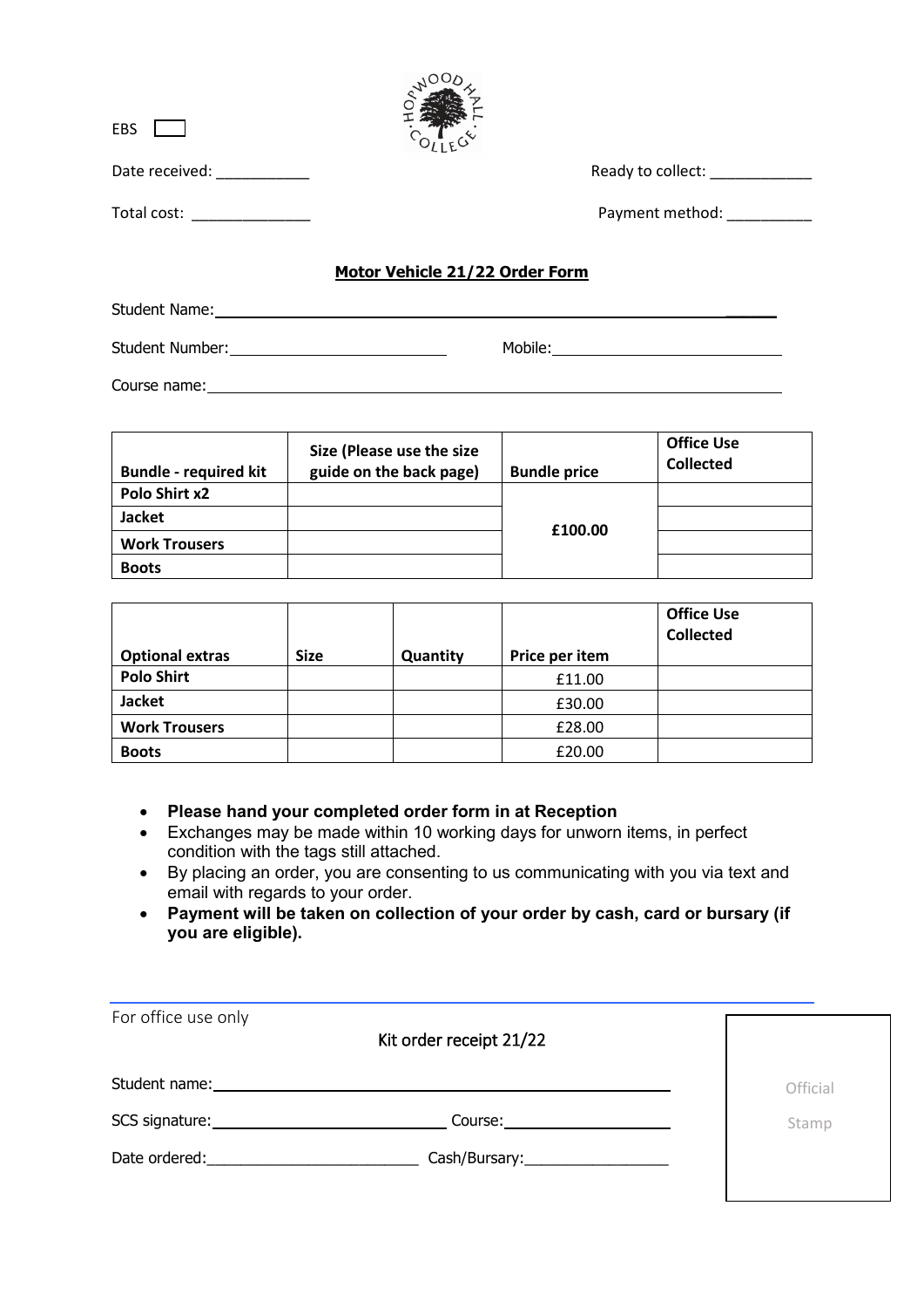EBS ☐

Date received: ___________ Ready to collect: ____________

Total cost: ______________ Payment method: __________

**Motor Vehicle 21/22 Order Form**

Student Name: ______________________________________________

Student Number: __________________________ Mobile: ______________________________

Course name: ______________________________________________

| Bundle - required kit | Size (Please use the size guide on the back page) | Bundle price | Office Use Collected |
|---|---|---|---|
| Polo Shirt x2 | | £100.00 | |
| Jacket | | | |
| Work Trousers | | | |
| Boots | | | |

| Optional extras | Size | Quantity | Price per item | Office Use Collected |
|---|---|---|---|---|
| Polo Shirt | | | £11.00 | |
| Jacket | | | £30.00 | |
| Work Trousers | | | £28.00 | |
| Boots | | | £20.00 | |

- **Please hand your completed order form in at Reception**
- Exchanges may be made within 10 working days for unworn items, in perfect condition with the tags still attached.
- By placing an order, you are consenting to us communicating with you via text and email with regards to your order.
- **Payment will be taken on collection of your order by cash, card or bursary (if you are eligible).**

---

For office use only

Kit order receipt 21/22

Student name: ______________________________________________

SCS signature: __________________________ Course: __________________

Date ordered: ________________________ Cash/Bursary: _________________

Official Stamp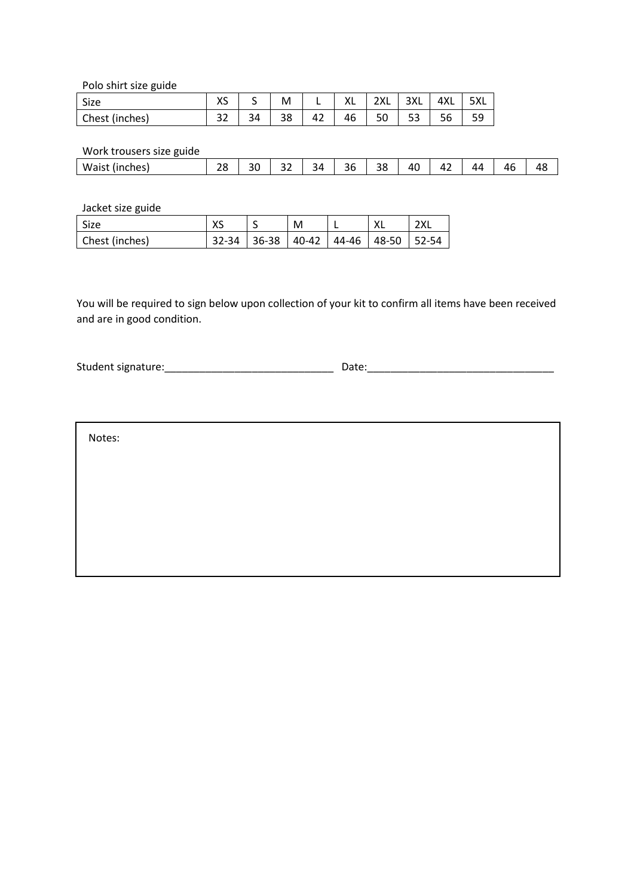Polo shirt size guide

| Size | XS | S | M | L | XL | 2XL | 3XL | 4XL | 5XL |
| --- | --- | --- | --- | --- | --- | --- | --- | --- | --- |
| Chest (inches) | 32 | 34 | 38 | 42 | 46 | 50 | 53 | 56 | 59 |

Work trousers size guide

| | | | | | | | | | | | |
| --- | --- | --- | --- | --- | --- | --- | --- | --- | --- | --- | --- |
| Waist (inches) | 28 | 30 | 32 | 34 | 36 | 38 | 40 | 42 | 44 | 46 | 48 |

Jacket size guide

| Size | XS | S | M | L | XL | 2XL |
| --- | --- | --- | --- | --- | --- | --- |
| Chest (inches) | 32-34 | 36-38 | 40-42 | 44-46 | 48-50 | 52-54 |

You will be required to sign below upon collection of your kit to confirm all items have been received and are in good condition.

Student signature:______________________________ Date:________________________________

Notes: